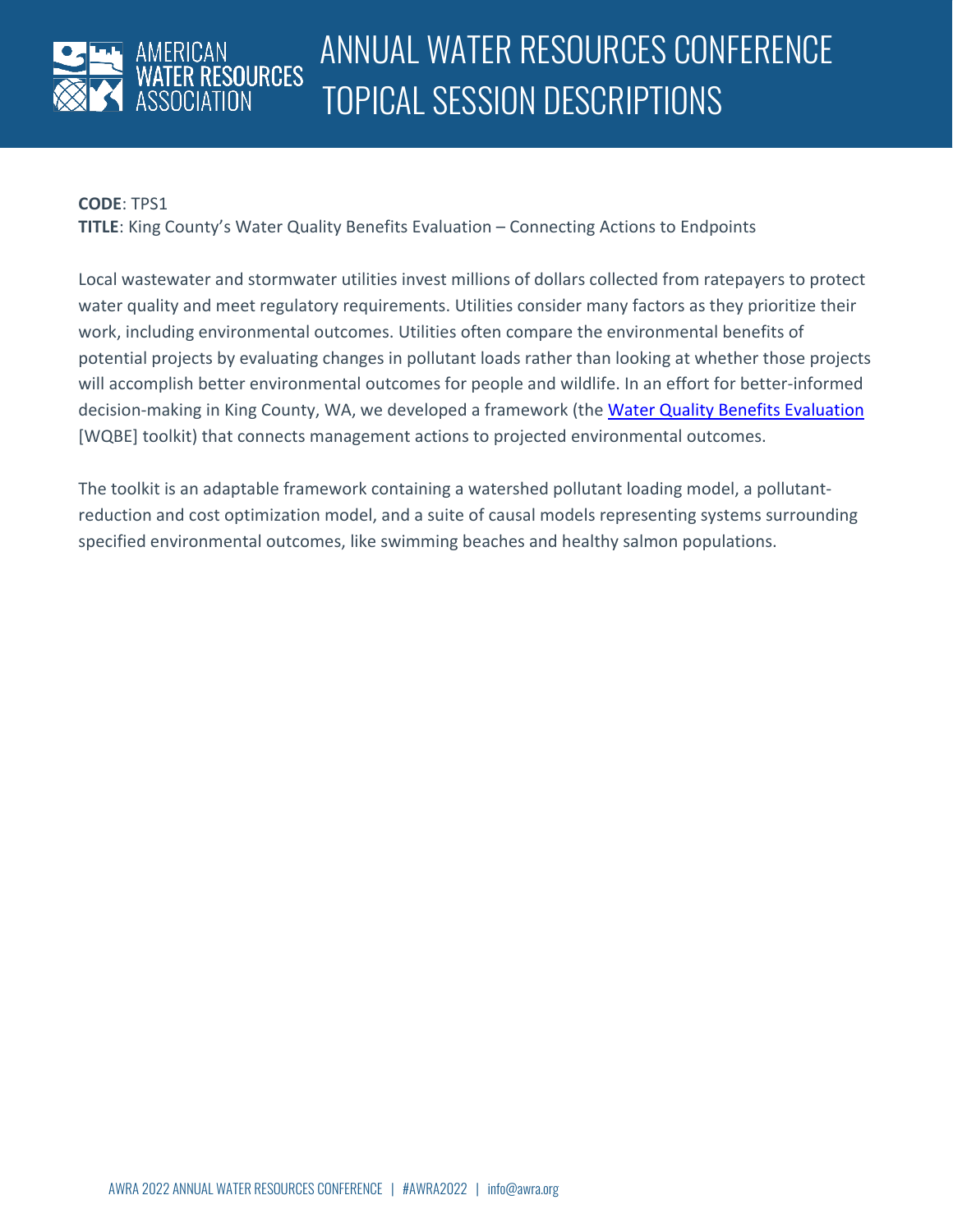# ANNUAL WATER RESOURCES CONFERENCE TOPICAL SESSION DESCRIPTIONS

**CODE**: TPS1
**TITLE**: King County's Water Quality Benefits Evaluation – Connecting Actions to Endpoints

Local wastewater and stormwater utilities invest millions of dollars collected from ratepayers to protect water quality and meet regulatory requirements. Utilities consider many factors as they prioritize their work, including environmental outcomes. Utilities often compare the environmental benefits of potential projects by evaluating changes in pollutant loads rather than looking at whether those projects will accomplish better environmental outcomes for people and wildlife. In an effort for better-informed decision-making in King County, WA, we developed a framework (the Water Quality Benefits Evaluation [WQBE] toolkit) that connects management actions to projected environmental outcomes.

The toolkit is an adaptable framework containing a watershed pollutant loading model, a pollutant-reduction and cost optimization model, and a suite of causal models representing systems surrounding specified environmental outcomes, like swimming beaches and healthy salmon populations.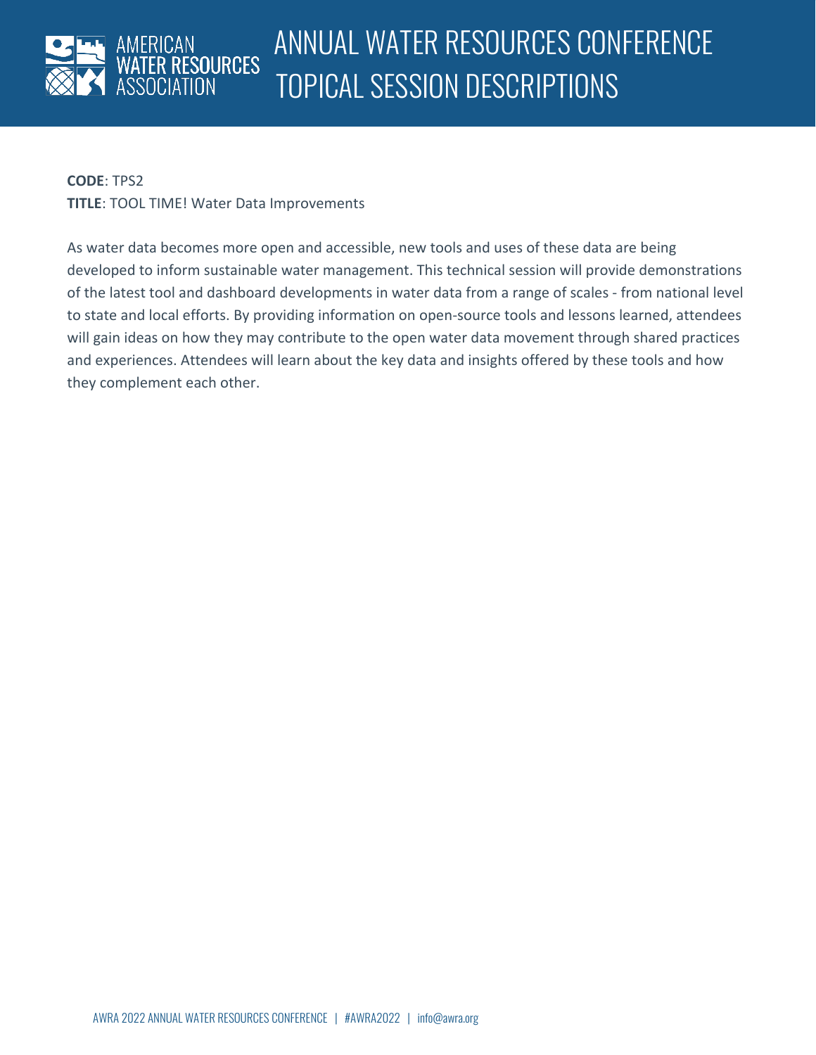**CODE**: TPS2
**TITLE**: TOOL TIME! Water Data Improvements

As water data becomes more open and accessible, new tools and uses of these data are being developed to inform sustainable water management. This technical session will provide demonstrations of the latest tool and dashboard developments in water data from a range of scales - from national level to state and local efforts. By providing information on open-source tools and lessons learned, attendees will gain ideas on how they may contribute to the open water data movement through shared practices and experiences. Attendees will learn about the key data and insights offered by these tools and how they complement each other.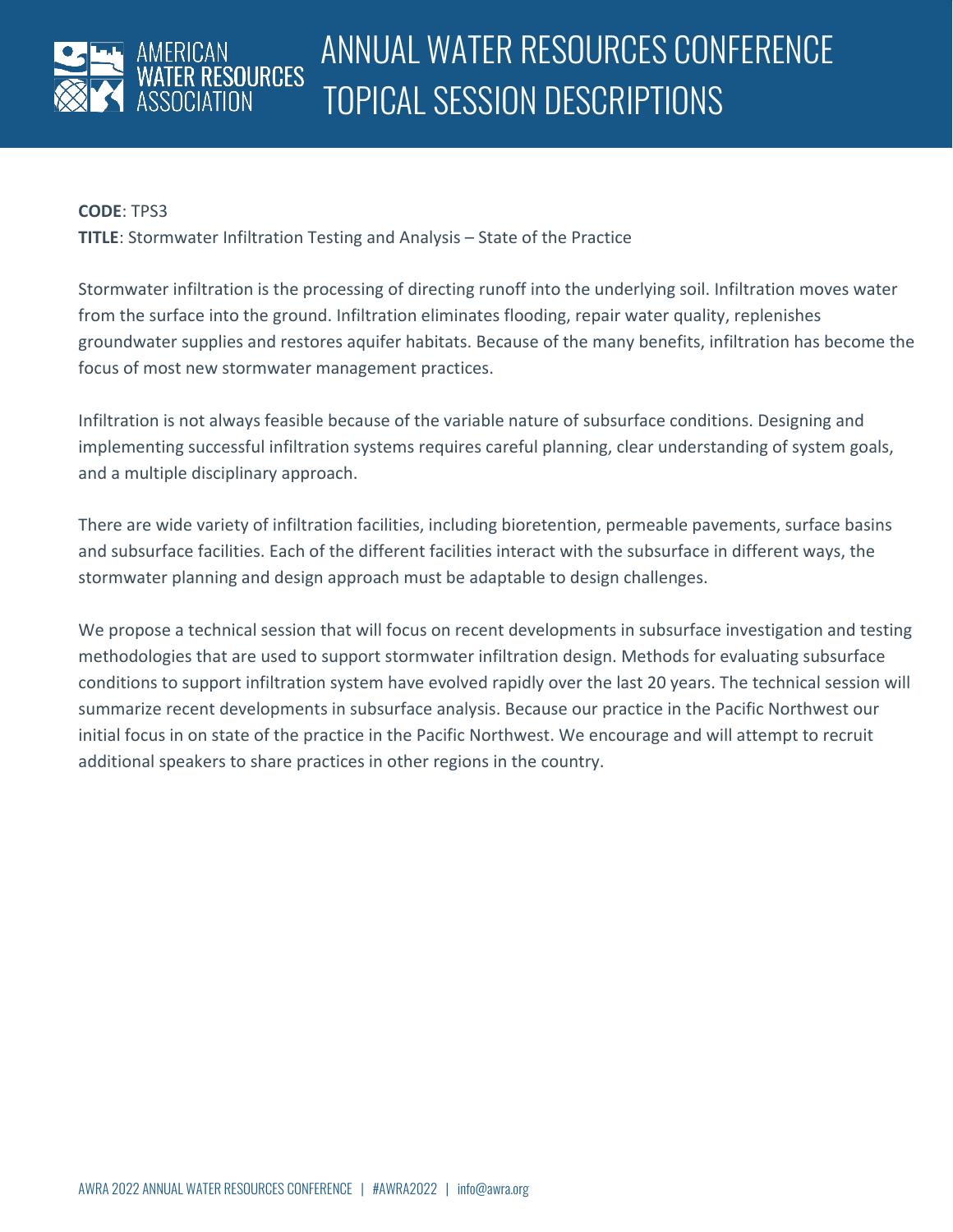**CODE**: TPS3

**TITLE**: Stormwater Infiltration Testing and Analysis – State of the Practice

Stormwater infiltration is the processing of directing runoff into the underlying soil. Infiltration moves water from the surface into the ground. Infiltration eliminates flooding, repair water quality, replenishes groundwater supplies and restores aquifer habitats. Because of the many benefits, infiltration has become the focus of most new stormwater management practices.

Infiltration is not always feasible because of the variable nature of subsurface conditions. Designing and implementing successful infiltration systems requires careful planning, clear understanding of system goals, and a multiple disciplinary approach.

There are wide variety of infiltration facilities, including bioretention, permeable pavements, surface basins and subsurface facilities. Each of the different facilities interact with the subsurface in different ways, the stormwater planning and design approach must be adaptable to design challenges.

We propose a technical session that will focus on recent developments in subsurface investigation and testing methodologies that are used to support stormwater infiltration design. Methods for evaluating subsurface conditions to support infiltration system have evolved rapidly over the last 20 years. The technical session will summarize recent developments in subsurface analysis. Because our practice in the Pacific Northwest our initial focus in on state of the practice in the Pacific Northwest. We encourage and will attempt to recruit additional speakers to share practices in other regions in the country.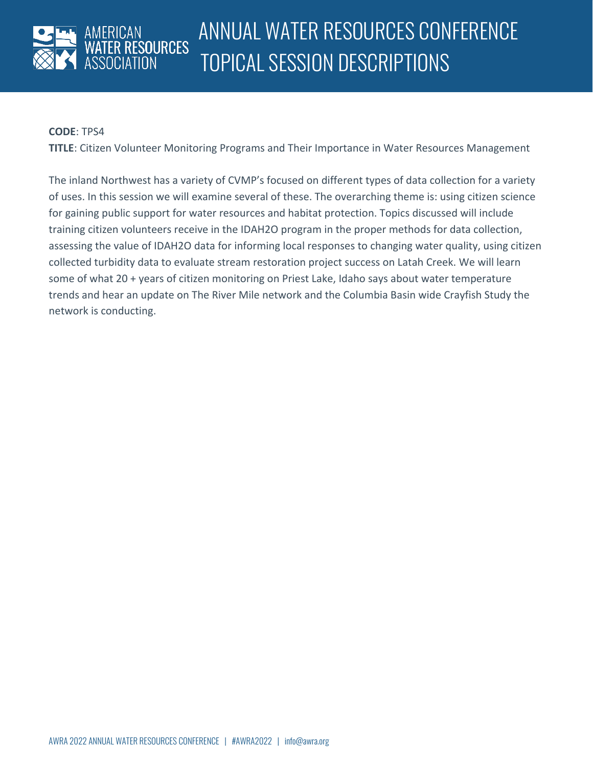**CODE**: TPS4

**TITLE**: Citizen Volunteer Monitoring Programs and Their Importance in Water Resources Management

The inland Northwest has a variety of CVMP's focused on different types of data collection for a variety of uses. In this session we will examine several of these. The overarching theme is: using citizen science for gaining public support for water resources and habitat protection. Topics discussed will include training citizen volunteers receive in the IDAH2O program in the proper methods for data collection, assessing the value of IDAH2O data for informing local responses to changing water quality, using citizen collected turbidity data to evaluate stream restoration project success on Latah Creek. We will learn some of what 20 + years of citizen monitoring on Priest Lake, Idaho says about water temperature trends and hear an update on The River Mile network and the Columbia Basin wide Crayfish Study the network is conducting.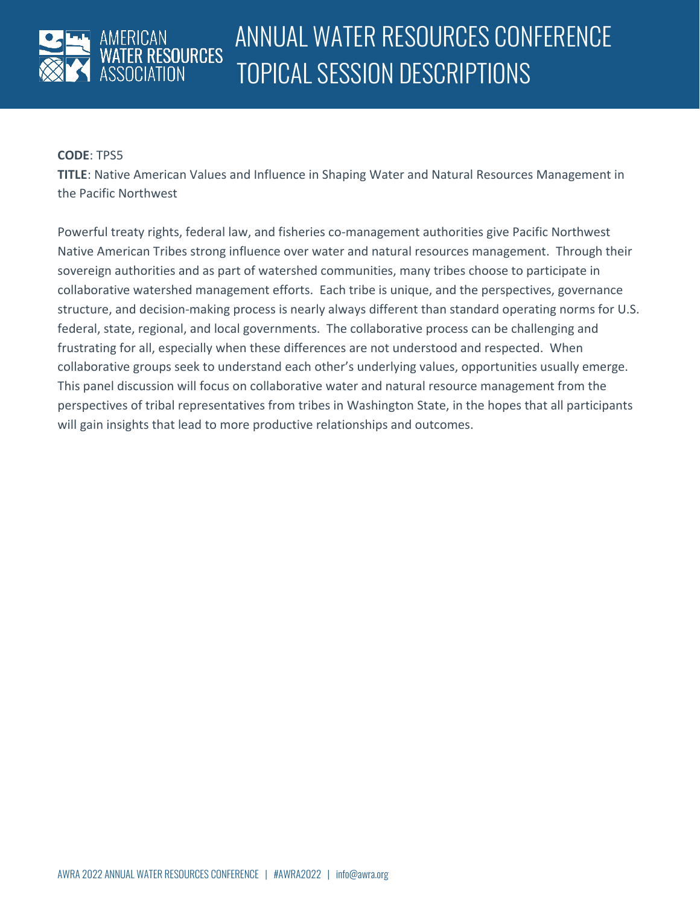**CODE**: TPS5

**TITLE**: Native American Values and Influence in Shaping Water and Natural Resources Management in the Pacific Northwest

Powerful treaty rights, federal law, and fisheries co-management authorities give Pacific Northwest Native American Tribes strong influence over water and natural resources management. Through their sovereign authorities and as part of watershed communities, many tribes choose to participate in collaborative watershed management efforts. Each tribe is unique, and the perspectives, governance structure, and decision-making process is nearly always different than standard operating norms for U.S. federal, state, regional, and local governments. The collaborative process can be challenging and frustrating for all, especially when these differences are not understood and respected. When collaborative groups seek to understand each other's underlying values, opportunities usually emerge. This panel discussion will focus on collaborative water and natural resource management from the perspectives of tribal representatives from tribes in Washington State, in the hopes that all participants will gain insights that lead to more productive relationships and outcomes.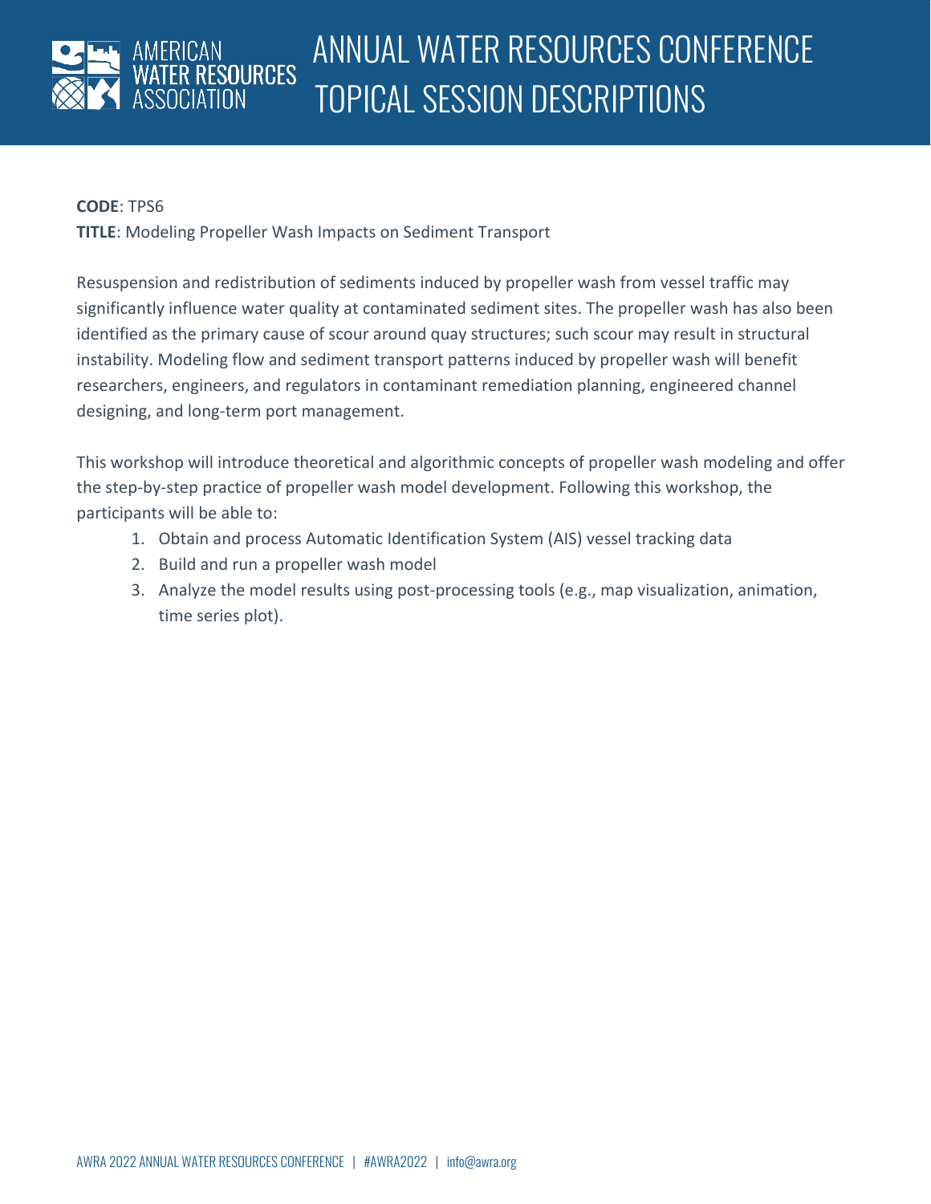**CODE**: TPS6

**TITLE**: Modeling Propeller Wash Impacts on Sediment Transport

Resuspension and redistribution of sediments induced by propeller wash from vessel traffic may significantly influence water quality at contaminated sediment sites. The propeller wash has also been identified as the primary cause of scour around quay structures; such scour may result in structural instability. Modeling flow and sediment transport patterns induced by propeller wash will benefit researchers, engineers, and regulators in contaminant remediation planning, engineered channel designing, and long-term port management.

This workshop will introduce theoretical and algorithmic concepts of propeller wash modeling and offer the step-by-step practice of propeller wash model development. Following this workshop, the participants will be able to:

1. Obtain and process Automatic Identification System (AIS) vessel tracking data
2. Build and run a propeller wash model
3. Analyze the model results using post-processing tools (e.g., map visualization, animation, time series plot).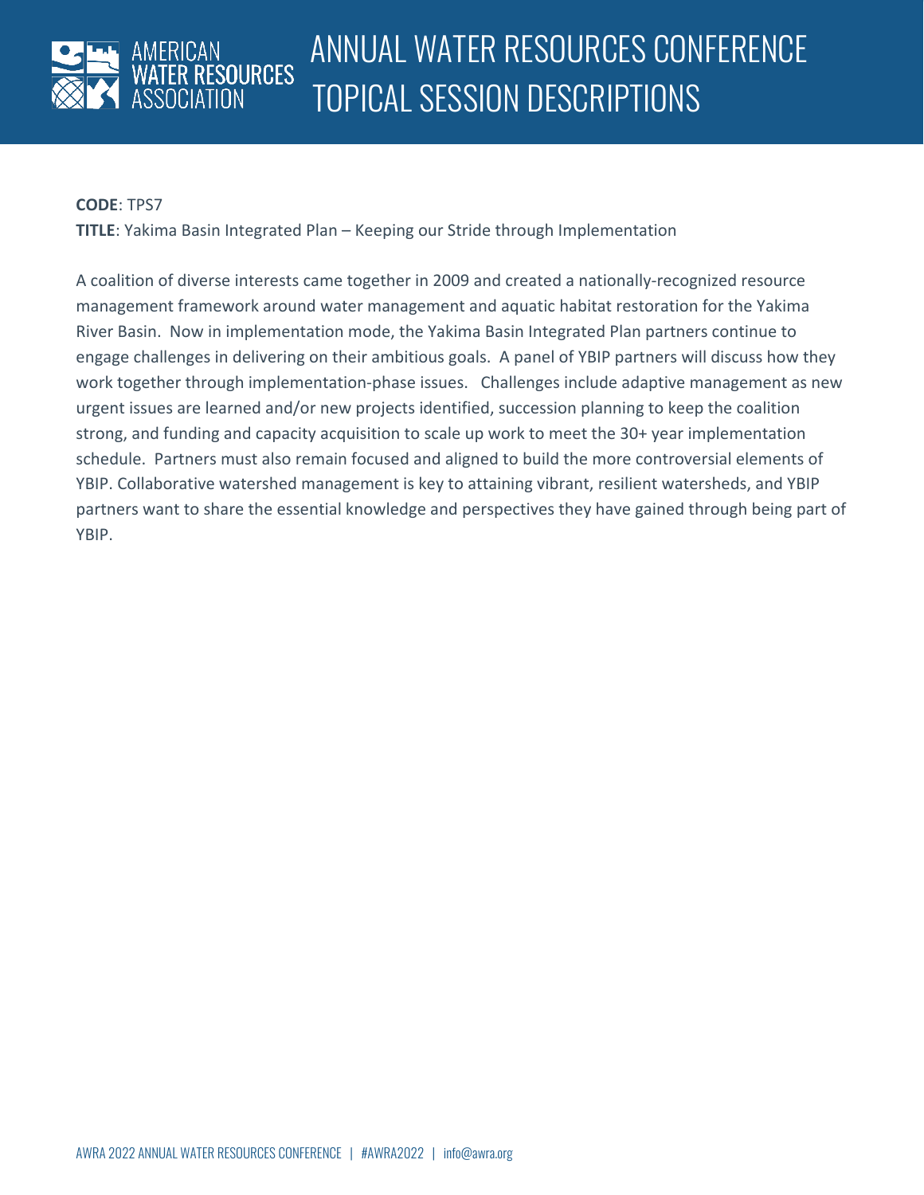**CODE**: TPS7

**TITLE**: Yakima Basin Integrated Plan – Keeping our Stride through Implementation

A coalition of diverse interests came together in 2009 and created a nationally-recognized resource management framework around water management and aquatic habitat restoration for the Yakima River Basin. Now in implementation mode, the Yakima Basin Integrated Plan partners continue to engage challenges in delivering on their ambitious goals. A panel of YBIP partners will discuss how they work together through implementation-phase issues. Challenges include adaptive management as new urgent issues are learned and/or new projects identified, succession planning to keep the coalition strong, and funding and capacity acquisition to scale up work to meet the 30+ year implementation schedule. Partners must also remain focused and aligned to build the more controversial elements of YBIP. Collaborative watershed management is key to attaining vibrant, resilient watersheds, and YBIP partners want to share the essential knowledge and perspectives they have gained through being part of YBIP.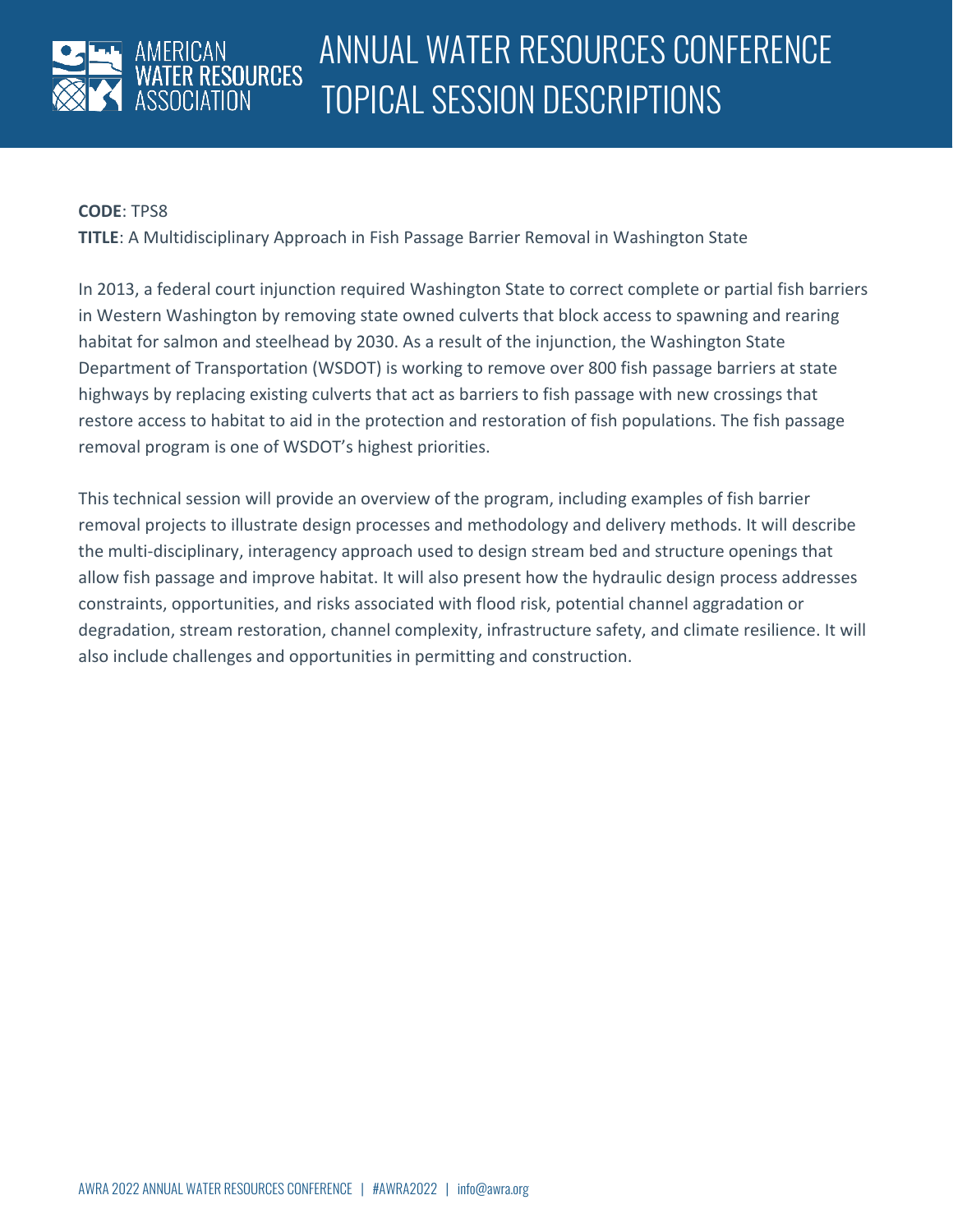**CODE**: TPS8

**TITLE**: A Multidisciplinary Approach in Fish Passage Barrier Removal in Washington State

In 2013, a federal court injunction required Washington State to correct complete or partial fish barriers in Western Washington by removing state owned culverts that block access to spawning and rearing habitat for salmon and steelhead by 2030. As a result of the injunction, the Washington State Department of Transportation (WSDOT) is working to remove over 800 fish passage barriers at state highways by replacing existing culverts that act as barriers to fish passage with new crossings that restore access to habitat to aid in the protection and restoration of fish populations. The fish passage removal program is one of WSDOT's highest priorities.

This technical session will provide an overview of the program, including examples of fish barrier removal projects to illustrate design processes and methodology and delivery methods. It will describe the multi-disciplinary, interagency approach used to design stream bed and structure openings that allow fish passage and improve habitat. It will also present how the hydraulic design process addresses constraints, opportunities, and risks associated with flood risk, potential channel aggradation or degradation, stream restoration, channel complexity, infrastructure safety, and climate resilience. It will also include challenges and opportunities in permitting and construction.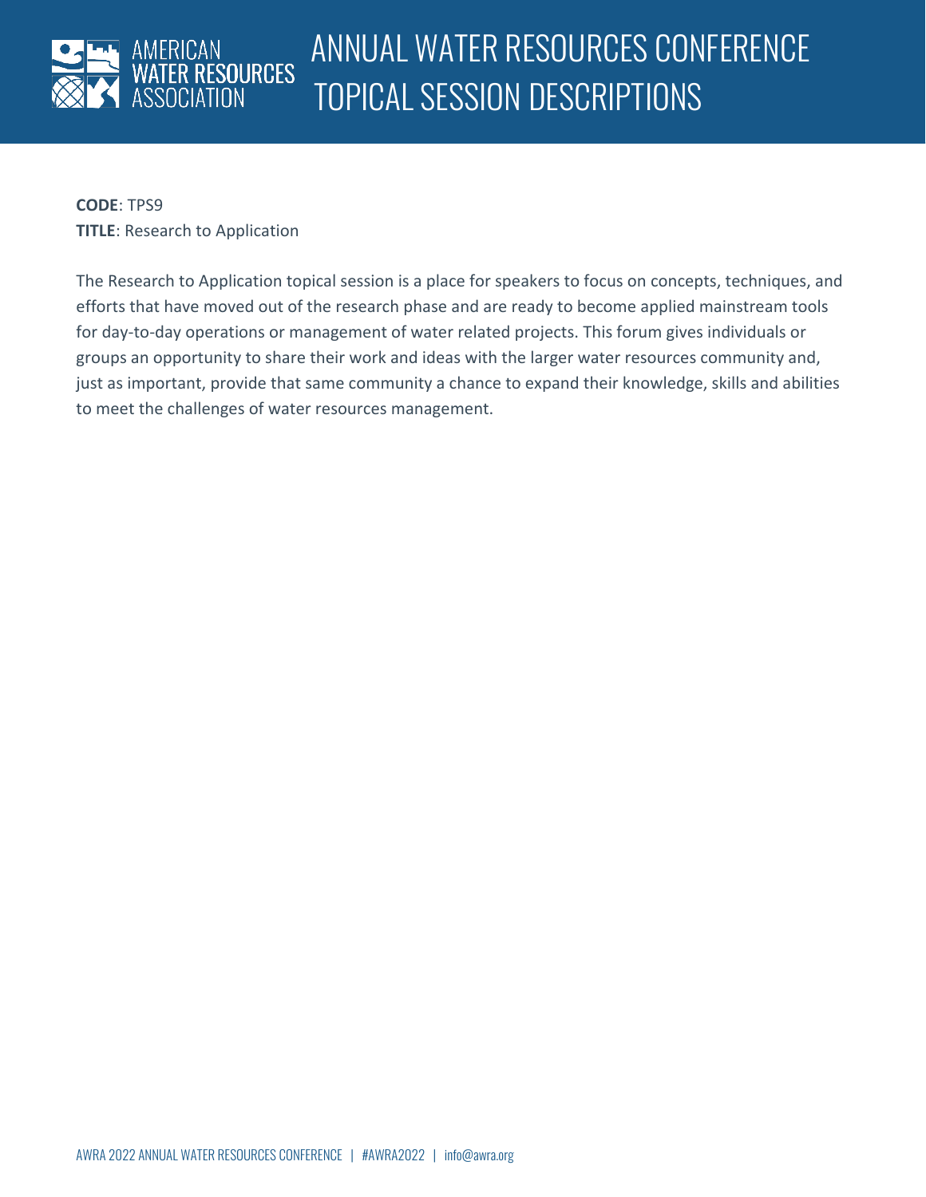**CODE**: TPS9
**TITLE**: Research to Application

The Research to Application topical session is a place for speakers to focus on concepts, techniques, and efforts that have moved out of the research phase and are ready to become applied mainstream tools for day-to-day operations or management of water related projects. This forum gives individuals or groups an opportunity to share their work and ideas with the larger water resources community and, just as important, provide that same community a chance to expand their knowledge, skills and abilities to meet the challenges of water resources management.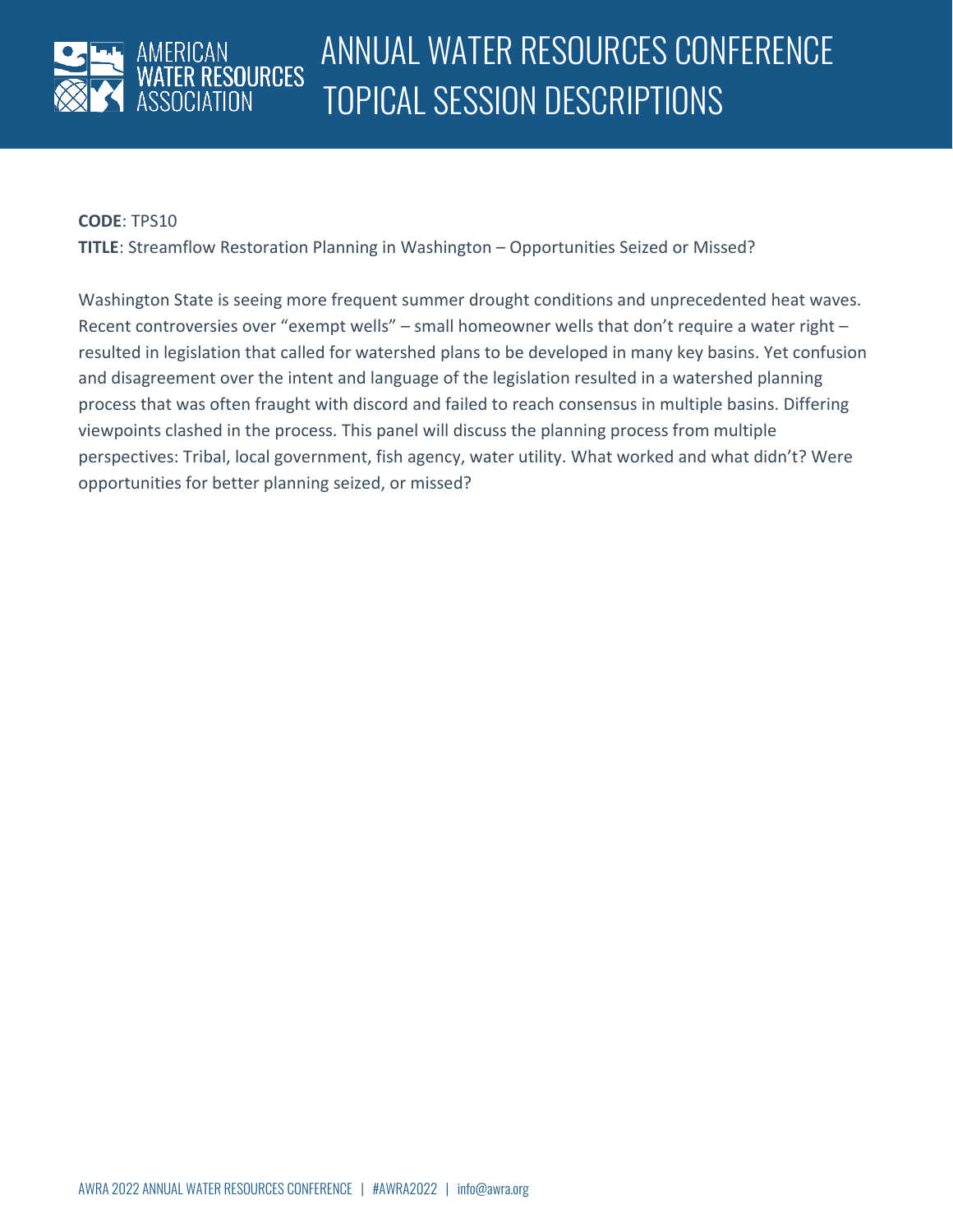**CODE**: TPS10

**TITLE**: Streamflow Restoration Planning in Washington – Opportunities Seized or Missed?

Washington State is seeing more frequent summer drought conditions and unprecedented heat waves. Recent controversies over "exempt wells" – small homeowner wells that don't require a water right – resulted in legislation that called for watershed plans to be developed in many key basins. Yet confusion and disagreement over the intent and language of the legislation resulted in a watershed planning process that was often fraught with discord and failed to reach consensus in multiple basins. Differing viewpoints clashed in the process. This panel will discuss the planning process from multiple perspectives: Tribal, local government, fish agency, water utility. What worked and what didn't? Were opportunities for better planning seized, or missed?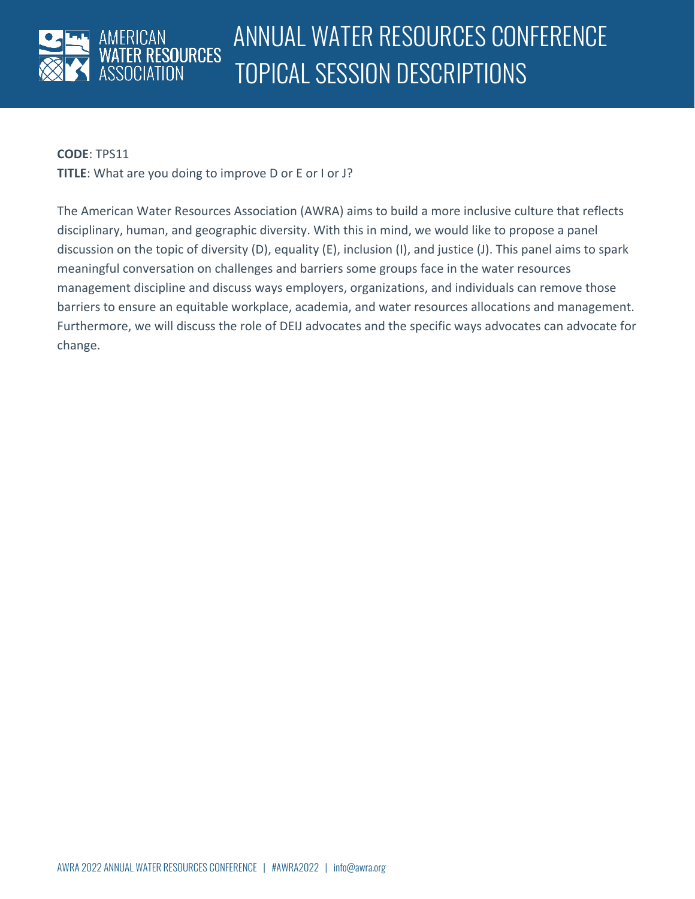**CODE**: TPS11

**TITLE**: What are you doing to improve D or E or I or J?

The American Water Resources Association (AWRA) aims to build a more inclusive culture that reflects disciplinary, human, and geographic diversity. With this in mind, we would like to propose a panel discussion on the topic of diversity (D), equality (E), inclusion (I), and justice (J). This panel aims to spark meaningful conversation on challenges and barriers some groups face in the water resources management discipline and discuss ways employers, organizations, and individuals can remove those barriers to ensure an equitable workplace, academia, and water resources allocations and management. Furthermore, we will discuss the role of DEIJ advocates and the specific ways advocates can advocate for change.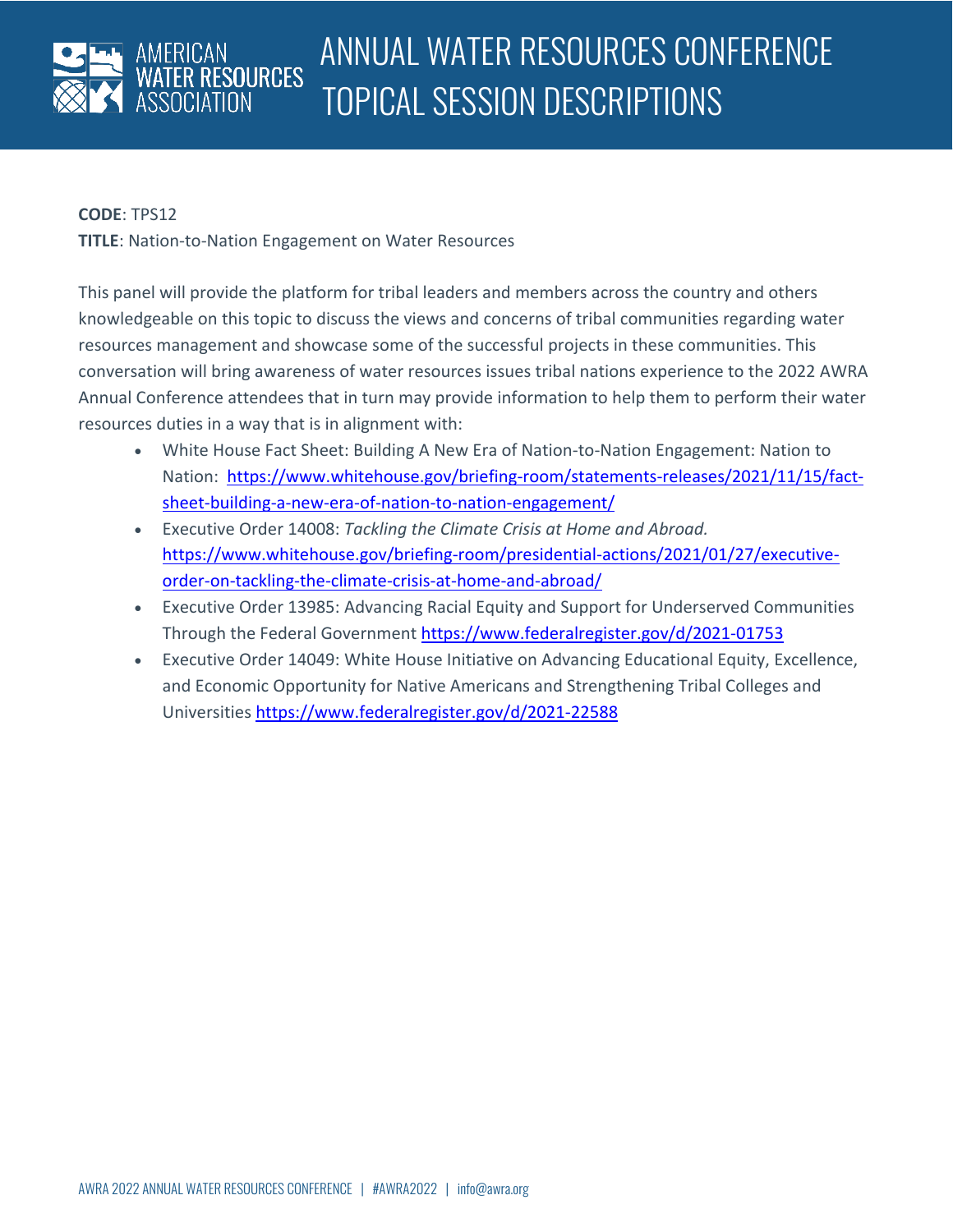**CODE**: TPS12

**TITLE**: Nation-to-Nation Engagement on Water Resources

This panel will provide the platform for tribal leaders and members across the country and others knowledgeable on this topic to discuss the views and concerns of tribal communities regarding water resources management and showcase some of the successful projects in these communities. This conversation will bring awareness of water resources issues tribal nations experience to the 2022 AWRA Annual Conference attendees that in turn may provide information to help them to perform their water resources duties in a way that is in alignment with:

- White House Fact Sheet: Building A New Era of Nation-to-Nation Engagement: Nation to Nation: [https://www.whitehouse.gov/briefing-room/statements-releases/2021/11/15/fact-sheet-building-a-new-era-of-nation-to-nation-engagement/](https://www.whitehouse.gov/briefing-room/statements-releases/2021/11/15/fact-sheet-building-a-new-era-of-nation-to-nation-engagement/)
- Executive Order 14008: *Tackling the Climate Crisis at Home and Abroad.* [https://www.whitehouse.gov/briefing-room/presidential-actions/2021/01/27/executive-order-on-tackling-the-climate-crisis-at-home-and-abroad/](https://www.whitehouse.gov/briefing-room/presidential-actions/2021/01/27/executive-order-on-tackling-the-climate-crisis-at-home-and-abroad/)
- Executive Order 13985: Advancing Racial Equity and Support for Underserved Communities Through the Federal Government [https://www.federalregister.gov/d/2021-01753](https://www.federalregister.gov/d/2021-01753)
- Executive Order 14049: White House Initiative on Advancing Educational Equity, Excellence, and Economic Opportunity for Native Americans and Strengthening Tribal Colleges and Universities [https://www.federalregister.gov/d/2021-22588](https://www.federalregister.gov/d/2021-22588)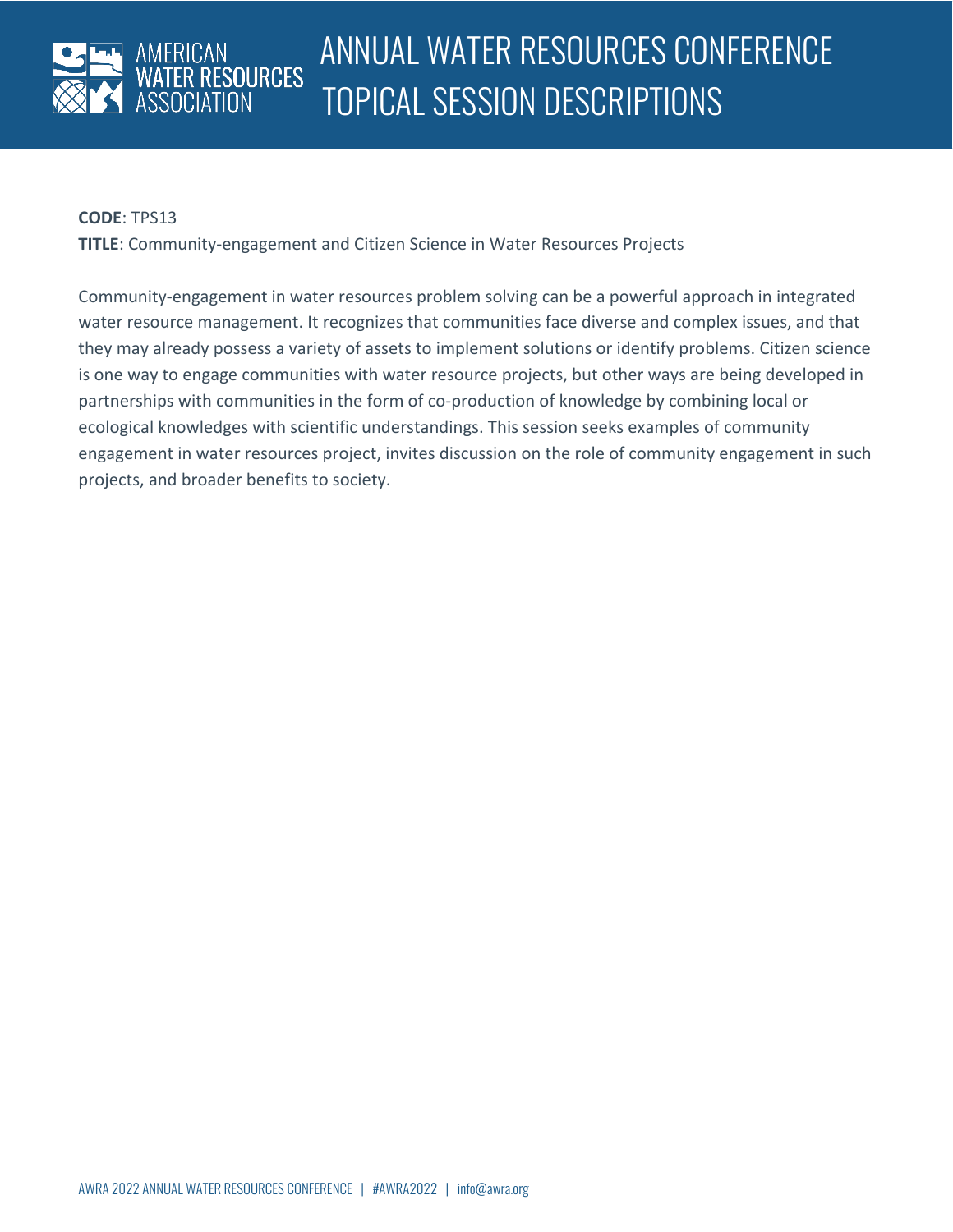**CODE**: TPS13

**TITLE**: Community-engagement and Citizen Science in Water Resources Projects

Community-engagement in water resources problem solving can be a powerful approach in integrated water resource management. It recognizes that communities face diverse and complex issues, and that they may already possess a variety of assets to implement solutions or identify problems. Citizen science is one way to engage communities with water resource projects, but other ways are being developed in partnerships with communities in the form of co-production of knowledge by combining local or ecological knowledges with scientific understandings. This session seeks examples of community engagement in water resources project, invites discussion on the role of community engagement in such projects, and broader benefits to society.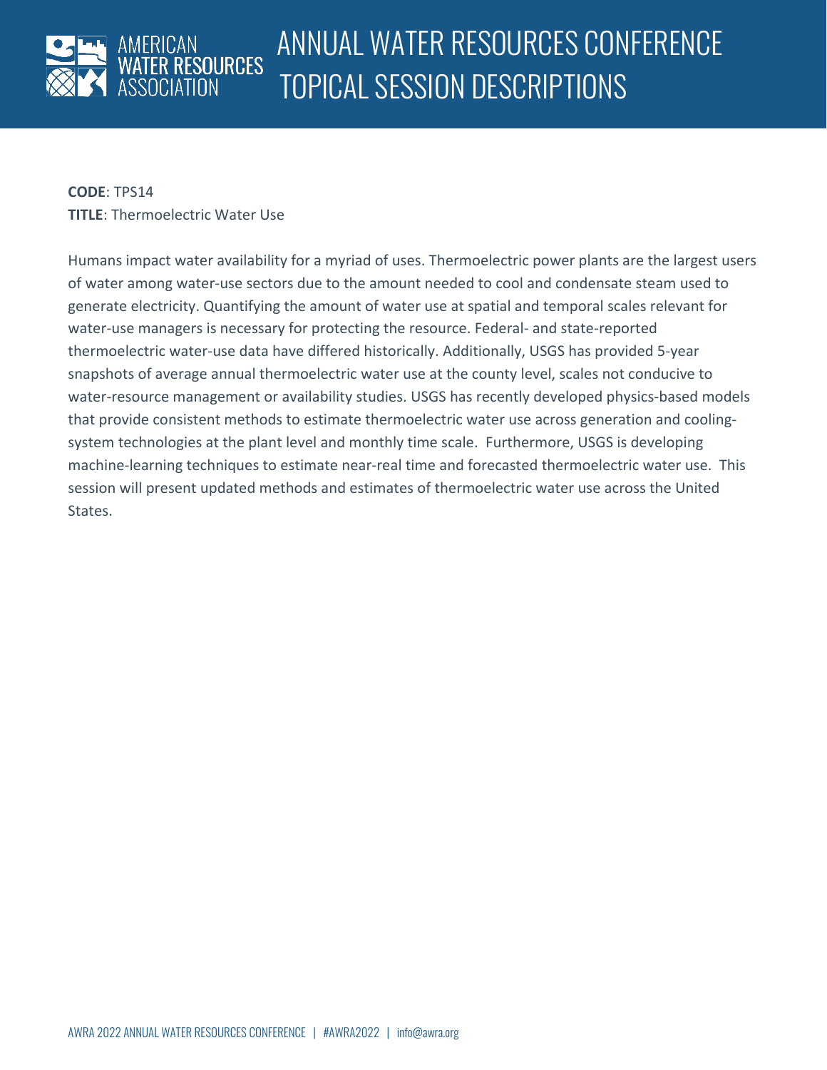**CODE**: TPS14
**TITLE**: Thermoelectric Water Use

Humans impact water availability for a myriad of uses. Thermoelectric power plants are the largest users of water among water-use sectors due to the amount needed to cool and condensate steam used to generate electricity. Quantifying the amount of water use at spatial and temporal scales relevant for water-use managers is necessary for protecting the resource. Federal- and state-reported thermoelectric water-use data have differed historically. Additionally, USGS has provided 5-year snapshots of average annual thermoelectric water use at the county level, scales not conducive to water-resource management or availability studies. USGS has recently developed physics-based models that provide consistent methods to estimate thermoelectric water use across generation and cooling-system technologies at the plant level and monthly time scale. Furthermore, USGS is developing machine-learning techniques to estimate near-real time and forecasted thermoelectric water use. This session will present updated methods and estimates of thermoelectric water use across the United States.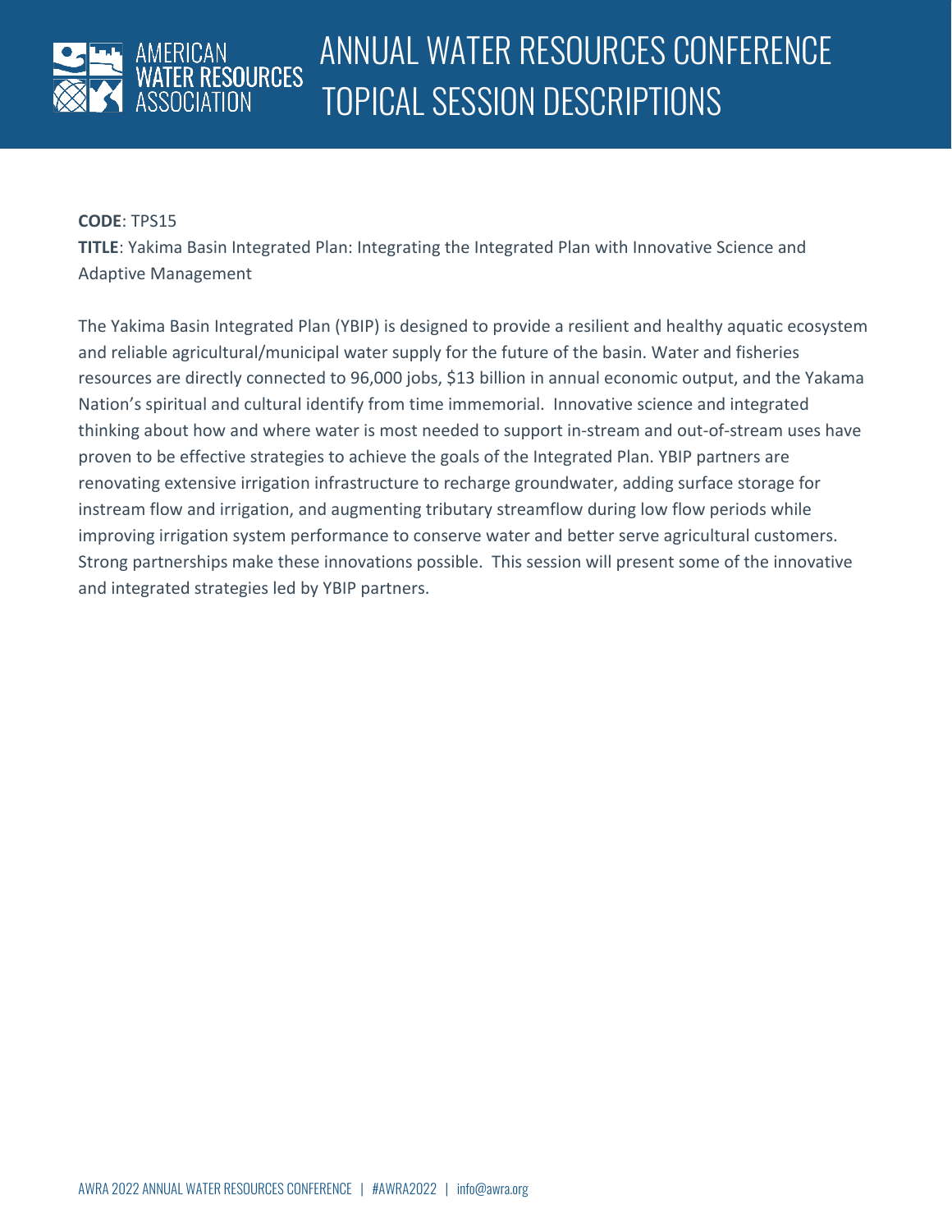**CODE**: TPS15

**TITLE**: Yakima Basin Integrated Plan: Integrating the Integrated Plan with Innovative Science and Adaptive Management

The Yakima Basin Integrated Plan (YBIP) is designed to provide a resilient and healthy aquatic ecosystem and reliable agricultural/municipal water supply for the future of the basin. Water and fisheries resources are directly connected to 96,000 jobs, $13 billion in annual economic output, and the Yakama Nation's spiritual and cultural identify from time immemorial. Innovative science and integrated thinking about how and where water is most needed to support in-stream and out-of-stream uses have proven to be effective strategies to achieve the goals of the Integrated Plan. YBIP partners are renovating extensive irrigation infrastructure to recharge groundwater, adding surface storage for instream flow and irrigation, and augmenting tributary streamflow during low flow periods while improving irrigation system performance to conserve water and better serve agricultural customers. Strong partnerships make these innovations possible. This session will present some of the innovative and integrated strategies led by YBIP partners.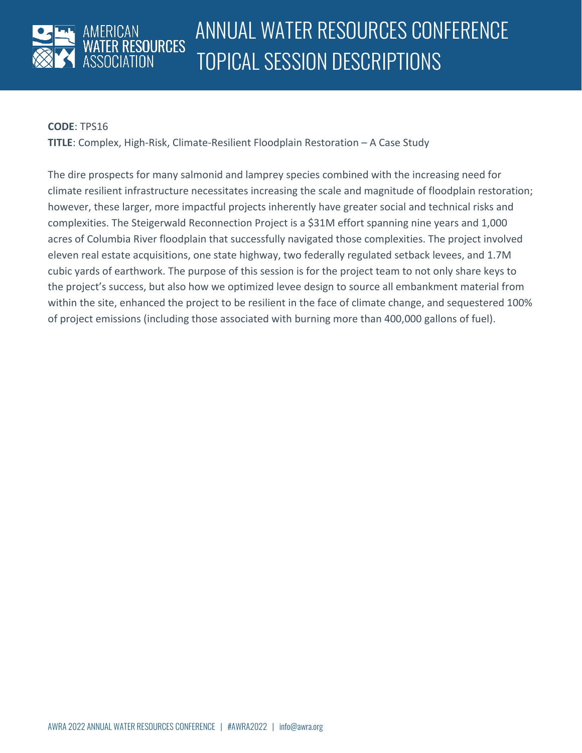**CODE**: TPS16

**TITLE**: Complex, High-Risk, Climate-Resilient Floodplain Restoration – A Case Study

The dire prospects for many salmonid and lamprey species combined with the increasing need for climate resilient infrastructure necessitates increasing the scale and magnitude of floodplain restoration; however, these larger, more impactful projects inherently have greater social and technical risks and complexities. The Steigerwald Reconnection Project is a $31M effort spanning nine years and 1,000 acres of Columbia River floodplain that successfully navigated those complexities. The project involved eleven real estate acquisitions, one state highway, two federally regulated setback levees, and 1.7M cubic yards of earthwork. The purpose of this session is for the project team to not only share keys to the project's success, but also how we optimized levee design to source all embankment material from within the site, enhanced the project to be resilient in the face of climate change, and sequestered 100% of project emissions (including those associated with burning more than 400,000 gallons of fuel).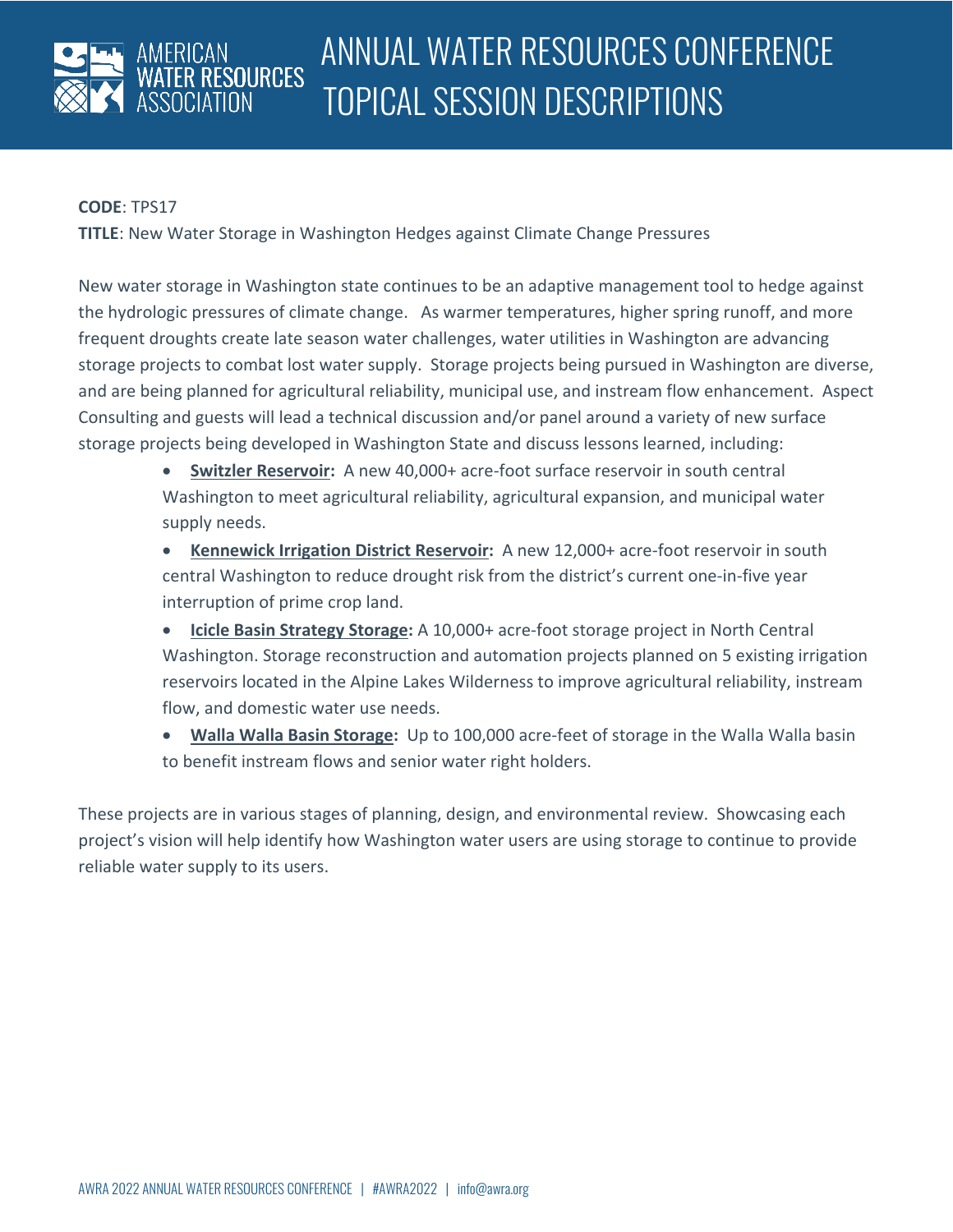# ANNUAL WATER RESOURCES CONFERENCE TOPICAL SESSION DESCRIPTIONS

**CODE**: TPS17

**TITLE**: New Water Storage in Washington Hedges against Climate Change Pressures

New water storage in Washington state continues to be an adaptive management tool to hedge against the hydrologic pressures of climate change. As warmer temperatures, higher spring runoff, and more frequent droughts create late season water challenges, water utilities in Washington are advancing storage projects to combat lost water supply. Storage projects being pursued in Washington are diverse, and are being planned for agricultural reliability, municipal use, and instream flow enhancement. Aspect Consulting and guests will lead a technical discussion and/or panel around a variety of new surface storage projects being developed in Washington State and discuss lessons learned, including:

- **Switzler Reservoir:** A new 40,000+ acre-foot surface reservoir in south central Washington to meet agricultural reliability, agricultural expansion, and municipal water supply needs.
- **Kennewick Irrigation District Reservoir:** A new 12,000+ acre-foot reservoir in south central Washington to reduce drought risk from the district's current one-in-five year interruption of prime crop land.
- **Icicle Basin Strategy Storage:** A 10,000+ acre-foot storage project in North Central Washington. Storage reconstruction and automation projects planned on 5 existing irrigation reservoirs located in the Alpine Lakes Wilderness to improve agricultural reliability, instream flow, and domestic water use needs.
- **Walla Walla Basin Storage:** Up to 100,000 acre-feet of storage in the Walla Walla basin to benefit instream flows and senior water right holders.

These projects are in various stages of planning, design, and environmental review. Showcasing each project's vision will help identify how Washington water users are using storage to continue to provide reliable water supply to its users.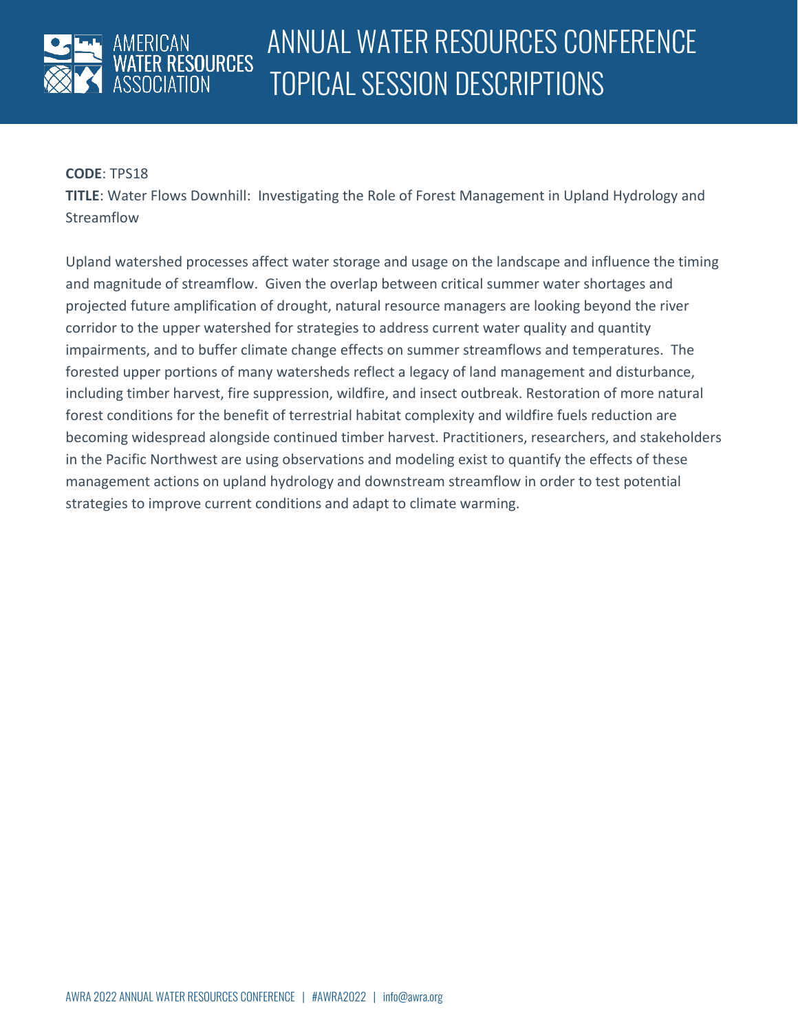**CODE**: TPS18

**TITLE**: Water Flows Downhill: Investigating the Role of Forest Management in Upland Hydrology and Streamflow

Upland watershed processes affect water storage and usage on the landscape and influence the timing and magnitude of streamflow. Given the overlap between critical summer water shortages and projected future amplification of drought, natural resource managers are looking beyond the river corridor to the upper watershed for strategies to address current water quality and quantity impairments, and to buffer climate change effects on summer streamflows and temperatures. The forested upper portions of many watersheds reflect a legacy of land management and disturbance, including timber harvest, fire suppression, wildfire, and insect outbreak. Restoration of more natural forest conditions for the benefit of terrestrial habitat complexity and wildfire fuels reduction are becoming widespread alongside continued timber harvest. Practitioners, researchers, and stakeholders in the Pacific Northwest are using observations and modeling exist to quantify the effects of these management actions on upland hydrology and downstream streamflow in order to test potential strategies to improve current conditions and adapt to climate warming.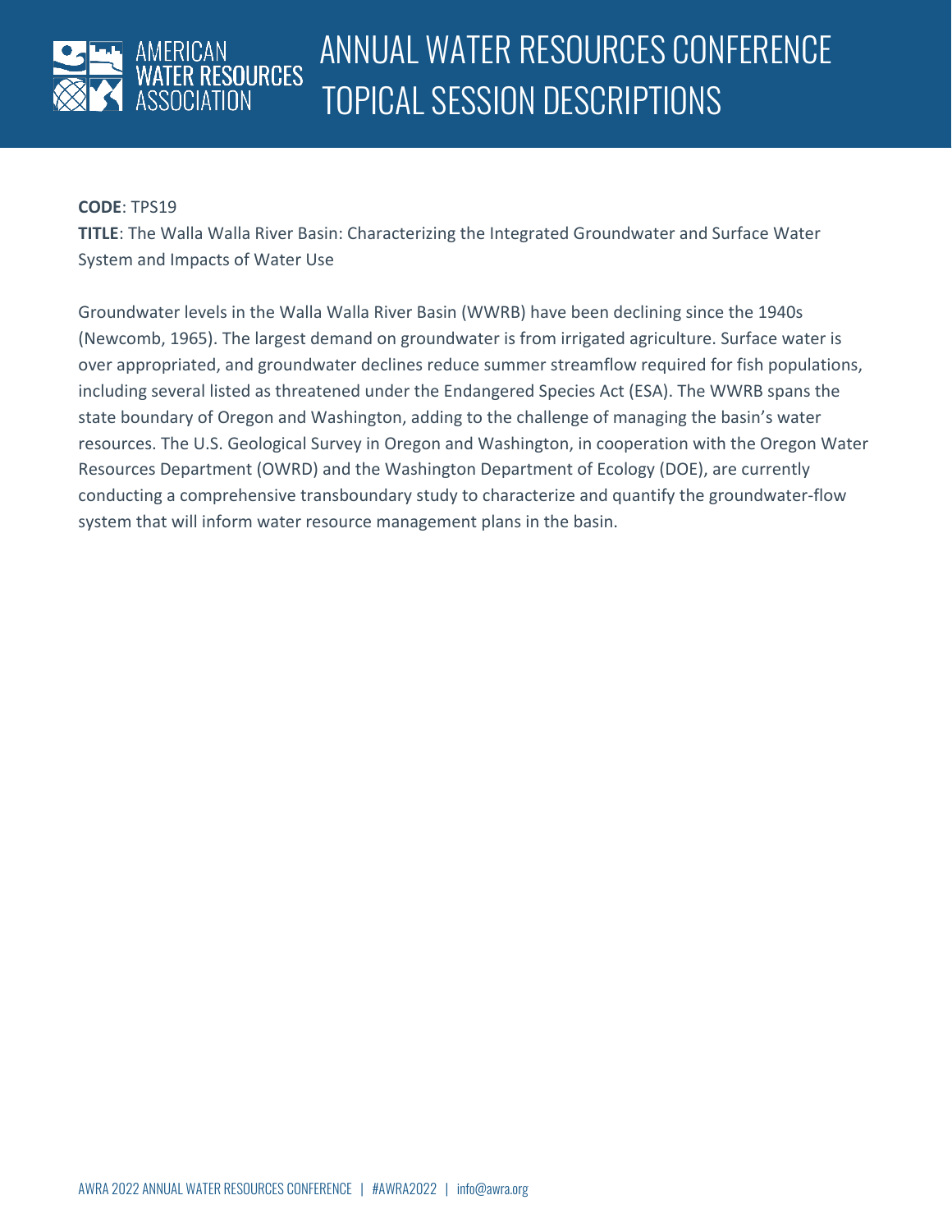**CODE**: TPS19

**TITLE**: The Walla Walla River Basin: Characterizing the Integrated Groundwater and Surface Water System and Impacts of Water Use

Groundwater levels in the Walla Walla River Basin (WWRB) have been declining since the 1940s (Newcomb, 1965). The largest demand on groundwater is from irrigated agriculture. Surface water is over appropriated, and groundwater declines reduce summer streamflow required for fish populations, including several listed as threatened under the Endangered Species Act (ESA). The WWRB spans the state boundary of Oregon and Washington, adding to the challenge of managing the basin's water resources. The U.S. Geological Survey in Oregon and Washington, in cooperation with the Oregon Water Resources Department (OWRD) and the Washington Department of Ecology (DOE), are currently conducting a comprehensive transboundary study to characterize and quantify the groundwater-flow system that will inform water resource management plans in the basin.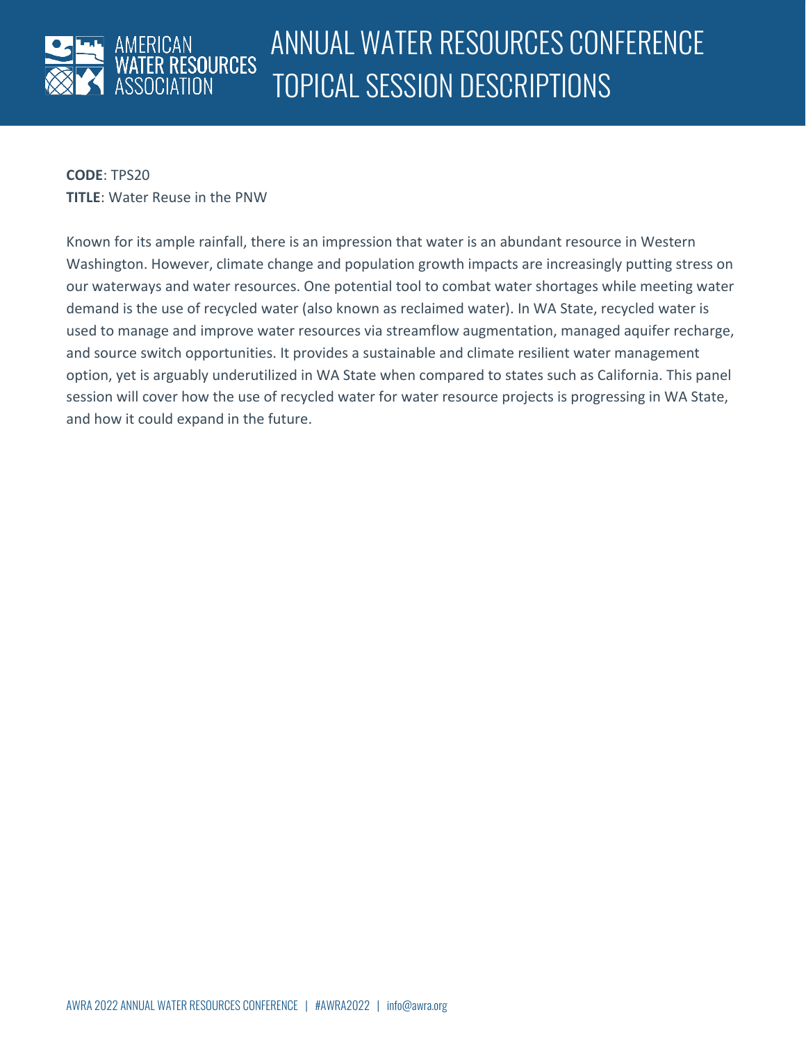**CODE**: TPS20
**TITLE**: Water Reuse in the PNW

Known for its ample rainfall, there is an impression that water is an abundant resource in Western Washington. However, climate change and population growth impacts are increasingly putting stress on our waterways and water resources. One potential tool to combat water shortages while meeting water demand is the use of recycled water (also known as reclaimed water). In WA State, recycled water is used to manage and improve water resources via streamflow augmentation, managed aquifer recharge, and source switch opportunities. It provides a sustainable and climate resilient water management option, yet is arguably underutilized in WA State when compared to states such as California. This panel session will cover how the use of recycled water for water resource projects is progressing in WA State, and how it could expand in the future.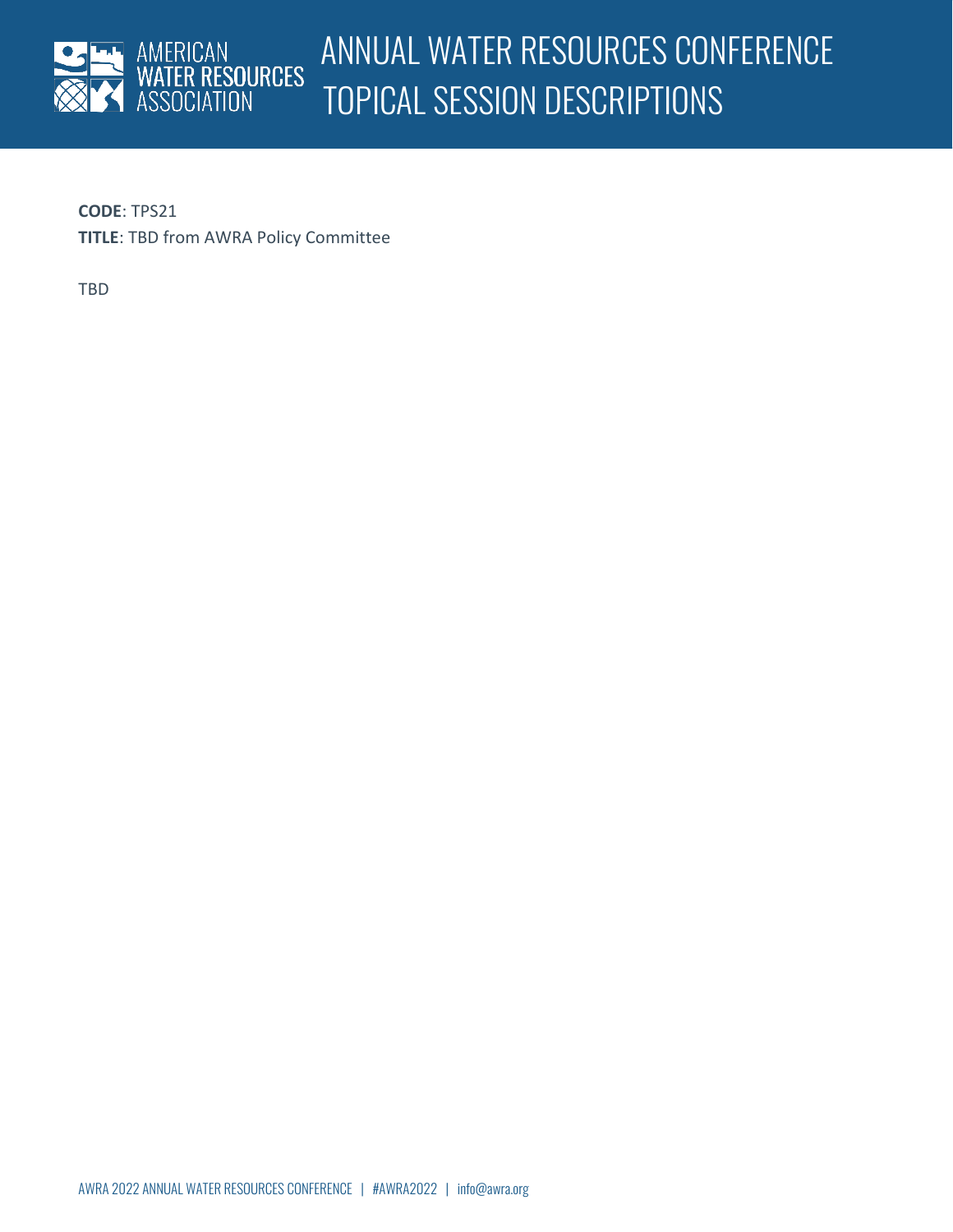**CODE**: TPS21

**TITLE**: TBD from AWRA Policy Committee

TBD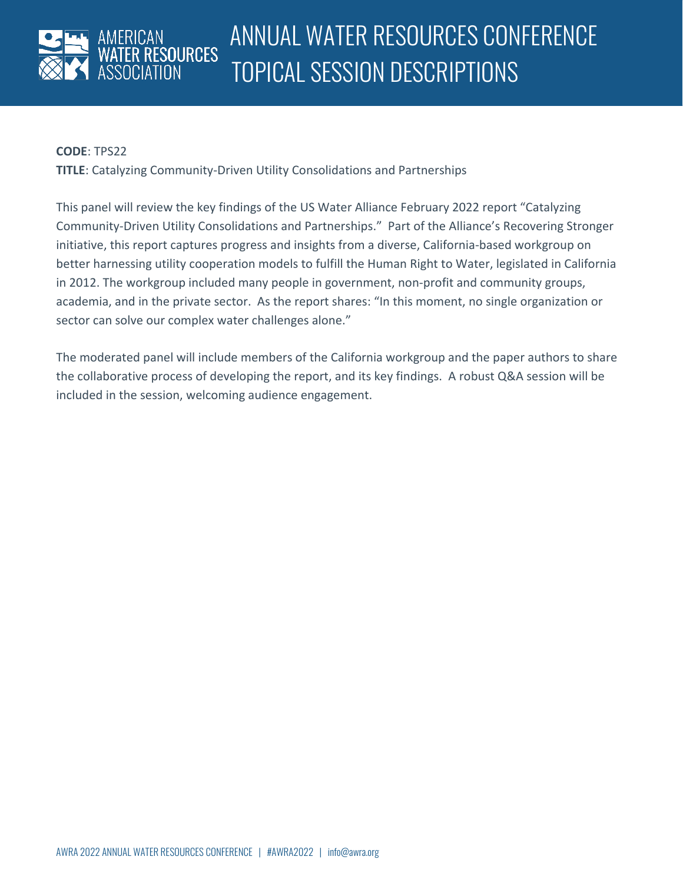**CODE**: TPS22

**TITLE**: Catalyzing Community-Driven Utility Consolidations and Partnerships

This panel will review the key findings of the US Water Alliance February 2022 report "Catalyzing Community-Driven Utility Consolidations and Partnerships." Part of the Alliance's Recovering Stronger initiative, this report captures progress and insights from a diverse, California-based workgroup on better harnessing utility cooperation models to fulfill the Human Right to Water, legislated in California in 2012. The workgroup included many people in government, non-profit and community groups, academia, and in the private sector. As the report shares: "In this moment, no single organization or sector can solve our complex water challenges alone."

The moderated panel will include members of the California workgroup and the paper authors to share the collaborative process of developing the report, and its key findings. A robust Q&A session will be included in the session, welcoming audience engagement.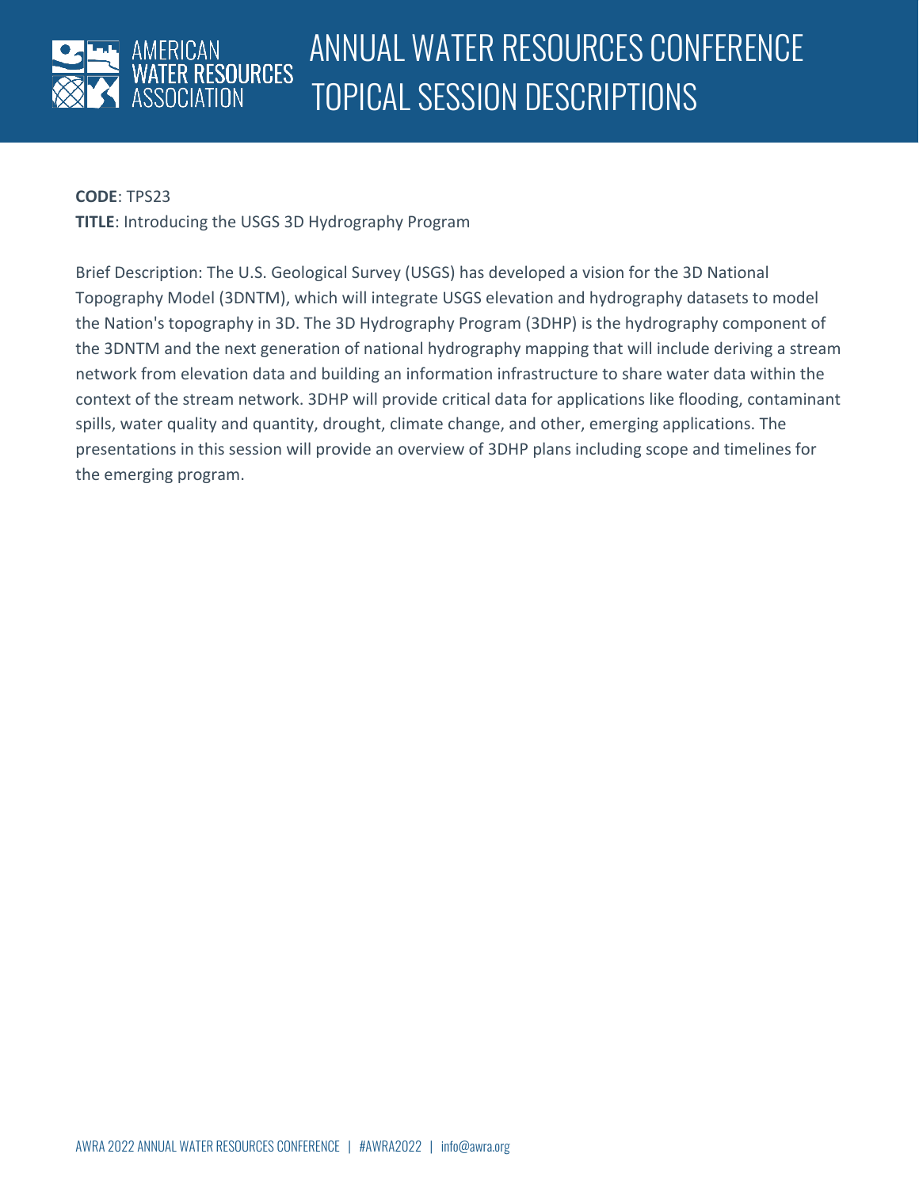**CODE**: TPS23

**TITLE**: Introducing the USGS 3D Hydrography Program

Brief Description: The U.S. Geological Survey (USGS) has developed a vision for the 3D National Topography Model (3DNTM), which will integrate USGS elevation and hydrography datasets to model the Nation's topography in 3D. The 3D Hydrography Program (3DHP) is the hydrography component of the 3DNTM and the next generation of national hydrography mapping that will include deriving a stream network from elevation data and building an information infrastructure to share water data within the context of the stream network. 3DHP will provide critical data for applications like flooding, contaminant spills, water quality and quantity, drought, climate change, and other, emerging applications. The presentations in this session will provide an overview of 3DHP plans including scope and timelines for the emerging program.